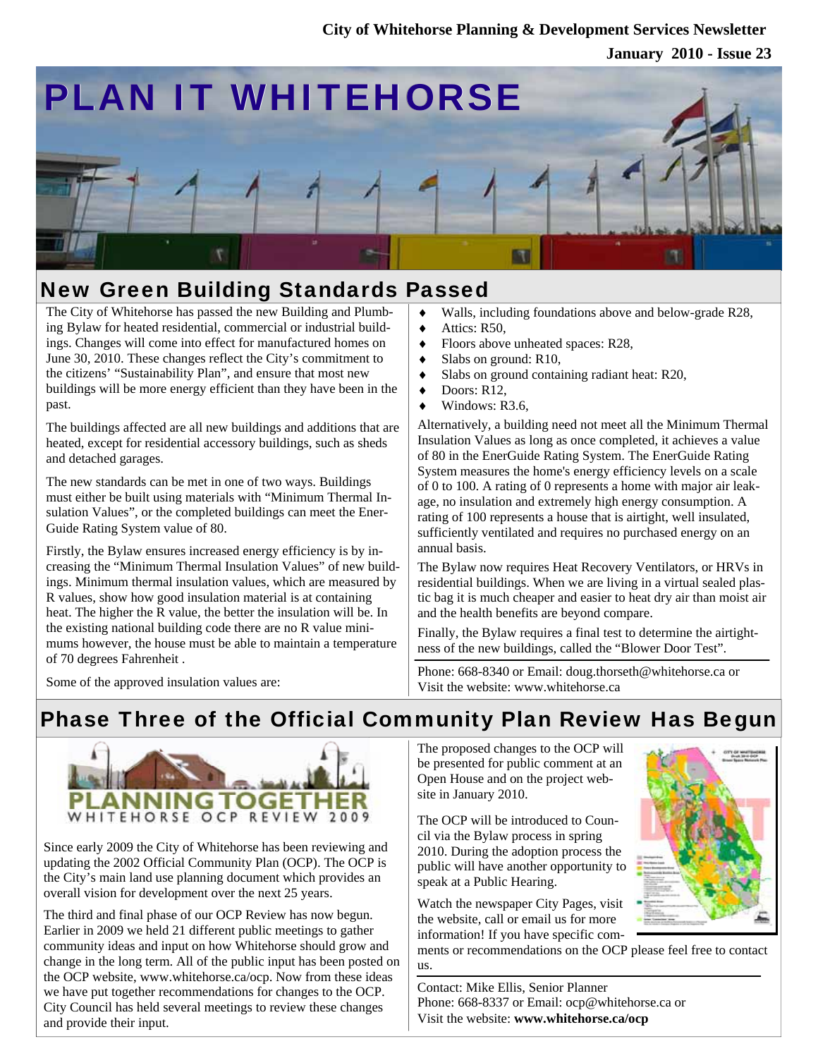City of Whitehorse Planning & Development Services Newsletter

January 2010 - Issue 23

# PLAN IT WHITEHORSE

## New Green Building Standards Passed

The City of Whitehorse has passed the new Building and Plumbing Bylaw for heated residential, commercial or industrial buildings. Changes will come into effect for manufactured homes on June 30, 2010. These changes reflect the City's commitment to the citizens' "Sustainability Plan", and ensure that most new buildings will be more energy efficient than they have been in the past.

The buildings affected are all new buildings and additions that are heated, except for residential accessory buildings, such as sheds and detached garages.

The new standards can be met in one of two ways. Buildings must either be built using materials with "Minimum Thermal Insulation Values", or the completed buildings can meet the EnerGuide Rating System value of 80.

Firstly, the Bylaw ensures increased energy efficiency is by increasing the "Minimum Thermal Insulation Values" of new buildings. Minimum thermal insulation values, which are measured by R values, show how good insulation material is at containing heat. The higher the R value, the better the insulation will be. In the existing national building code there are no R value minimums however, the house must be able to maintain a temperature of 70 degrees Fahrenheit .

Some of the approved insulation values are:

- Walls, including foundations above and below-grade R28,
- Attics: R50,
- Floors above unheated spaces: R28,
- Slabs on ground: R10,
- Slabs on ground containing radiant heat: R20,
- Doors: R12,
- Windows: R3.6,

Alternatively, a building need not meet all the Minimum Thermal Insulation Values as long as once completed, it achieves a value of 80 in the EnerGuide Rating System. The EnerGuide Rating System measures the home's energy efficiency levels on a scale of 0 to 100. A rating of 0 represents a home with major air leakage, no insulation and extremely high energy consumption. A rating of 100 represents a house that is airtight, well insulated, sufficiently ventilated and requires no purchased energy on an annual basis.

The Bylaw now requires Heat Recovery Ventilators, or HRVs in residential buildings. When we are living in a virtual sealed plastic bag it is much cheaper and easier to heat dry air than moist air and the health benefits are beyond compare.

Finally, the Bylaw requires a final test to determine the airtightness of the new buildings, called the "Blower Door Test".

Phone: 668-8340 or Email: doug.thorseth@whitehorse.ca or Visit the website: www.whitehorse.ca

## Phase Three of the Official Community Plan Review Has Begun

PLANNING TOGETHER
WHITEHORSE OCP REVIEW 2009

Since early 2009 the City of Whitehorse has been reviewing and updating the 2002 Official Community Plan (OCP). The OCP is the City's main land use planning document which provides an overall vision for development over the next 25 years.

The third and final phase of our OCP Review has now begun. Earlier in 2009 we held 21 different public meetings to gather community ideas and input on how Whitehorse should grow and change in the long term. All of the public input has been posted on the OCP website, www.whitehorse.ca/ocp. Now from these ideas we have put together recommendations for changes to the OCP. City Council has held several meetings to review these changes and provide their input.

The proposed changes to the OCP will be presented for public comment at an Open House and on the project website in January 2010.

The OCP will be introduced to Council via the Bylaw process in spring 2010. During the adoption process the public will have another opportunity to speak at a Public Hearing.

Watch the newspaper City Pages, visit the website, call or email us for more information! If you have specific comments or recommendations on the OCP please feel free to contact us.

Contact: Mike Ellis, Senior Planner
Phone: 668-8337 or Email: ocp@whitehorse.ca or
Visit the website: **www.whitehorse.ca/ocp**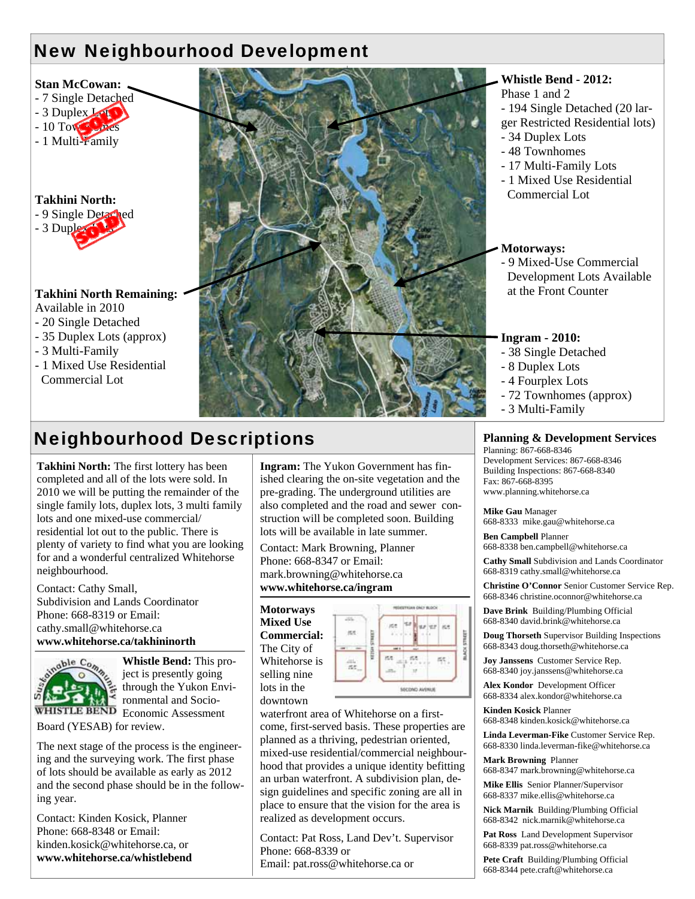## New Neighbourhood Development

**Stan McCowan:**
- 7 Single Detached
- 3 Duplex Lots
- 10 Townhomes
- 1 Multi-Family

SOLD

**Takhini North:**
- 9 Single Detached
- 3 Duplex Lots

SOLD

**Takhini North Remaining:**
Available in 2010
- 20 Single Detached
- 35 Duplex Lots (approx)
- 3 Multi-Family
- 1 Mixed Use Residential Commercial Lot

**Whistle Bend - 2012:**
Phase 1 and 2
- 194 Single Detached (20 larger Restricted Residential lots)
- 34 Duplex Lots
- 48 Townhomes
- 17 Multi-Family Lots
- 1 Mixed Use Residential Commercial Lot

**Motorways:**
- 9 Mixed-Use Commercial Development Lots Available at the Front Counter

**Ingram - 2010:**
- 38 Single Detached
- 8 Duplex Lots
- 4 Fourplex Lots
- 72 Townhomes (approx)
- 3 Multi-Family

## Neighbourhood Descriptions

**Takhini North:** The first lottery has been completed and all of the lots were sold. In 2010 we will be putting the remainder of the single family lots, duplex lots, 3 multi family lots and one mixed-use commercial/residential lot out to the public. There is plenty of variety to find what you are looking for and a wonderful centralized Whitehorse neighbourhood.

Contact: Cathy Small,
Subdivision and Lands Coordinator
Phone: 668-8319 or Email:
cathy.small@whitehorse.ca
**www.whitehorse.ca/takhininorth**

Sustainable Community
WHISTLE BEND

**Whistle Bend:** This project is presently going through the Yukon Environmental and Socio-Economic Assessment Board (YESAB) for review.

The next stage of the process is the engineering and the surveying work. The first phase of lots should be available as early as 2012 and the second phase should be in the following year.

Contact: Kinden Kosick, Planner
Phone: 668-8348 or Email:
kinden.kosick@whitehorse.ca, or
**www.whitehorse.ca/whistlebend**

**Ingram:** The Yukon Government has finished clearing the on-site vegetation and the pre-grading. The underground utilities are also completed and the road and sewer construction will be completed soon. Building lots will be available in late summer.

Contact: Mark Browning, Planner
Phone: 668-8347 or Email:
mark.browning@whitehorse.ca
**www.whitehorse.ca/ingram**

**Motorways Mixed Use Commercial:** The City of Whitehorse is selling nine lots in the downtown waterfront area of Whitehorse on a first-come, first-served basis. These properties are planned as a thriving, pedestrian oriented, mixed-use residential/commercial neighbourhood that provides a unique identity befitting an urban waterfront. A subdivision plan, design guidelines and specific zoning are all in place to ensure that the vision for the area is realized as development occurs.

PEDESTRIAN ONLY BLOCK
KEISH STREET
BLACK STREET
SECOND AVENUE

Contact: Pat Ross, Land Dev't. Supervisor
Phone: 668-8339 or
Email: pat.ross@whitehorse.ca or

### Planning & Development Services

Planning: 867-668-8346
Development Services: 867-668-8346
Building Inspections: 867-668-8340
Fax: 867-668-8395
www.planning.whitehorse.ca

**Mike Gau** Manager
668-8333 mike.gau@whitehorse.ca

**Ben Campbell** Planner
668-8338 ben.campbell@whitehorse.ca

**Cathy Small** Subdivision and Lands Coordinator
668-8319 cathy.small@whitehorse.ca

**Christine O'Connor** Senior Customer Service Rep.
668-8346 christine.oconnor@whitehorse.ca

**Dave Brink** Building/Plumbing Official
668-8340 david.brink@whitehorse.ca

**Doug Thorseth** Supervisor Building Inspections
668-8343 doug.thorseth@whitehorse.ca

**Joy Janssens** Customer Service Rep.
668-8340 joy.janssens@whitehorse.ca

**Alex Kondor** Development Officer
668-8334 alex.kondor@whitehorse.ca

**Kinden Kosick** Planner
668-8348 kinden.kosick@whitehorse.ca

**Linda Leverman-Fike** Customer Service Rep.
668-8330 linda.leverman-fike@whitehorse.ca

**Mark Browning** Planner
668-8347 mark.browning@whitehorse.ca

**Mike Ellis** Senior Planner/Supervisor
668-8337 mike.ellis@whitehorse.ca

**Nick Marnik** Building/Plumbing Official
668-8342 nick.marnik@whitehorse.ca

**Pat Ross** Land Development Supervisor
668-8339 pat.ross@whitehorse.ca

**Pete Craft** Building/Plumbing Official
668-8344 pete.craft@whitehorse.ca